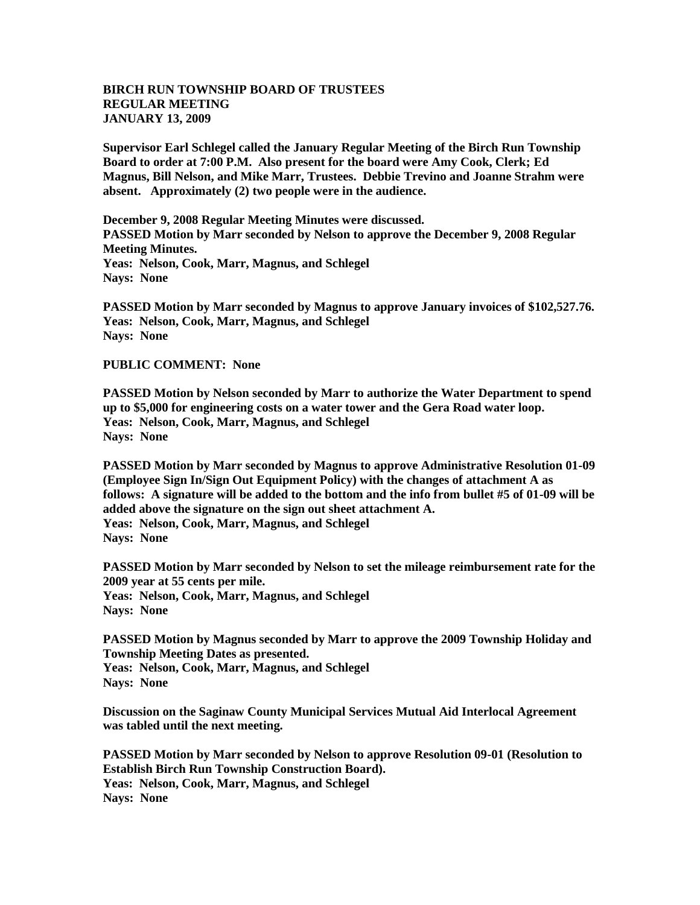**BIRCH RUN TOWNSHIP BOARD OF TRUSTEES**
**REGULAR MEETING**
**JANUARY 13, 2009**

**Supervisor Earl Schlegel called the January Regular Meeting of the Birch Run Township Board to order at 7:00 P.M. Also present for the board were Amy Cook, Clerk; Ed Magnus, Bill Nelson, and Mike Marr, Trustees. Debbie Trevino and Joanne Strahm were absent. Approximately (2) two people were in the audience.**

**December 9, 2008 Regular Meeting Minutes were discussed.**
**PASSED Motion by Marr seconded by Nelson to approve the December 9, 2008 Regular Meeting Minutes.**
**Yeas: Nelson, Cook, Marr, Magnus, and Schlegel**
**Nays: None**

**PASSED Motion by Marr seconded by Magnus to approve January invoices of $102,527.76.**
**Yeas: Nelson, Cook, Marr, Magnus, and Schlegel**
**Nays: None**

**PUBLIC COMMENT: None**

**PASSED Motion by Nelson seconded by Marr to authorize the Water Department to spend up to $5,000 for engineering costs on a water tower and the Gera Road water loop.**
**Yeas: Nelson, Cook, Marr, Magnus, and Schlegel**
**Nays: None**

**PASSED Motion by Marr seconded by Magnus to approve Administrative Resolution 01-09 (Employee Sign In/Sign Out Equipment Policy) with the changes of attachment A as follows: A signature will be added to the bottom and the info from bullet #5 of 01-09 will be added above the signature on the sign out sheet attachment A.**
**Yeas: Nelson, Cook, Marr, Magnus, and Schlegel**
**Nays: None**

**PASSED Motion by Marr seconded by Nelson to set the mileage reimbursement rate for the 2009 year at 55 cents per mile.**
**Yeas: Nelson, Cook, Marr, Magnus, and Schlegel**
**Nays: None**

**PASSED Motion by Magnus seconded by Marr to approve the 2009 Township Holiday and Township Meeting Dates as presented.**
**Yeas: Nelson, Cook, Marr, Magnus, and Schlegel**
**Nays: None**

**Discussion on the Saginaw County Municipal Services Mutual Aid Interlocal Agreement was tabled until the next meeting.**

**PASSED Motion by Marr seconded by Nelson to approve Resolution 09-01 (Resolution to Establish Birch Run Township Construction Board).**
**Yeas: Nelson, Cook, Marr, Magnus, and Schlegel**
**Nays: None**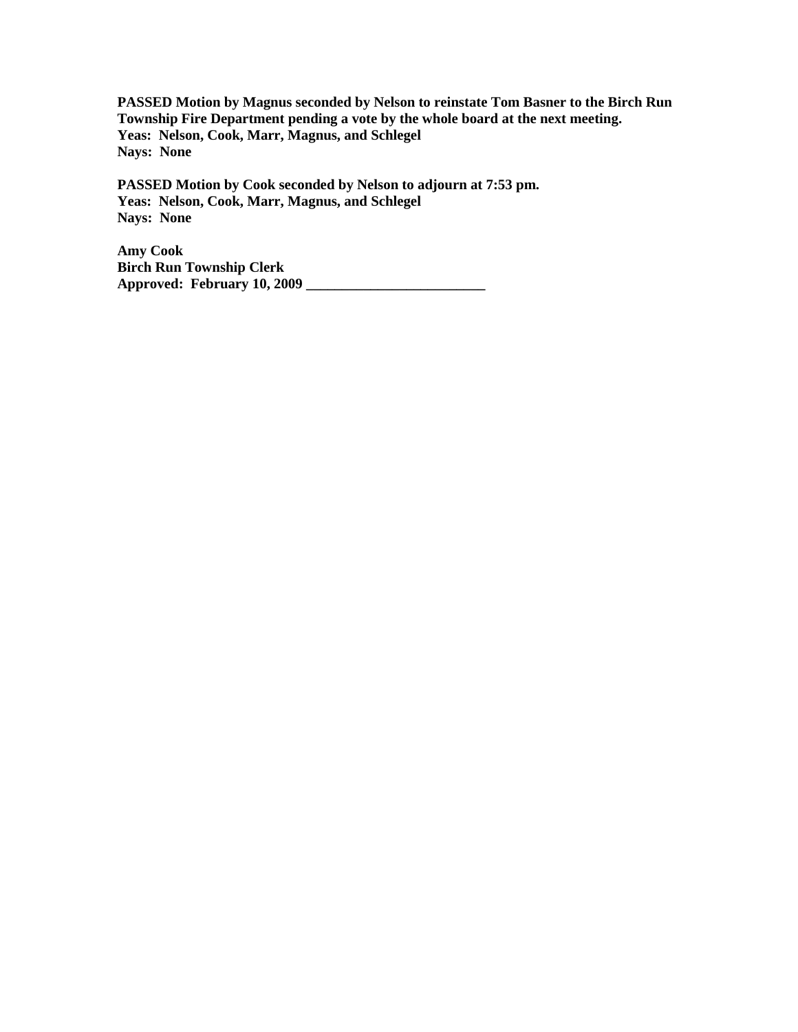**PASSED Motion by Magnus seconded by Nelson to reinstate Tom Basner to the Birch Run Township Fire Department pending a vote by the whole board at the next meeting.**
**Yeas: Nelson, Cook, Marr, Magnus, and Schlegel**
**Nays: None**

**PASSED Motion by Cook seconded by Nelson to adjourn at 7:53 pm.**
**Yeas: Nelson, Cook, Marr, Magnus, and Schlegel**
**Nays: None**

**Amy Cook**
**Birch Run Township Clerk**
**Approved: February 10, 2009 _________________________**